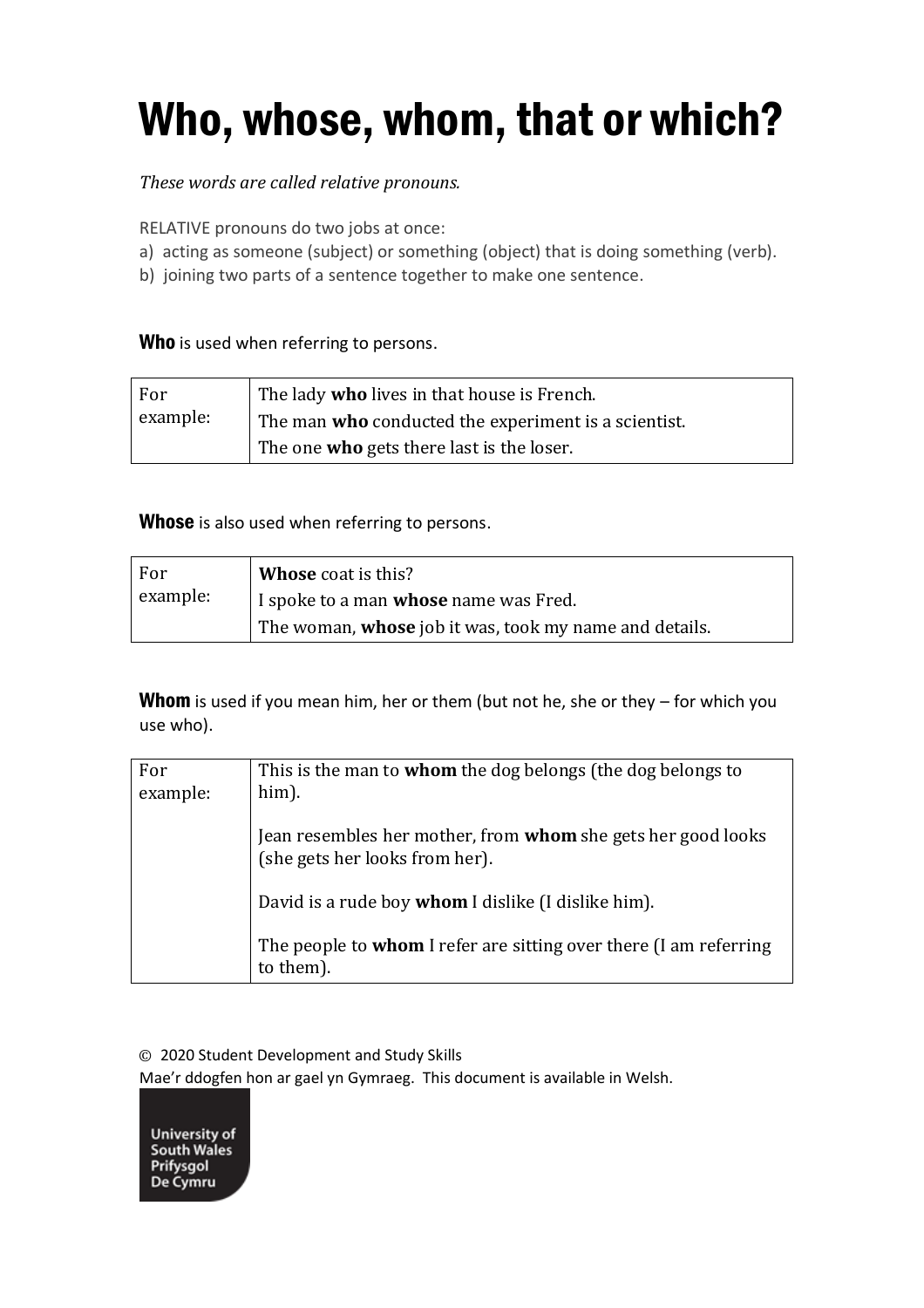# Who, whose, whom, that or which?

*These words are called relative pronouns.*

RELATIVE pronouns do two jobs at once:

a) acting as someone (subject) or something (object) that is doing something (verb).
b) joining two parts of a sentence together to make one sentence.

**Who** is used when referring to persons.

| For example: | The lady **who** lives in that house is French.<br>The man **who** conducted the experiment is a scientist.<br>The one **who** gets there last is the loser. |
|---|---|

**Whose** is also used when referring to persons.

| For example: | **Whose** coat is this?<br>I spoke to a man **whose** name was Fred.<br>The woman, **whose** job it was, took my name and details. |
|---|---|

**Whom** is used if you mean him, her or them (but not he, she or they – for which you use who).

| For example: | This is the man to **whom** the dog belongs (the dog belongs to him).<br><br>Jean resembles her mother, from **whom** she gets her good looks (she gets her looks from her).<br><br>David is a rude boy **whom** I dislike (I dislike him).<br><br>The people to **whom** I refer are sitting over there (I am referring to them). |
|---|---|

© 2020 Student Development and Study Skills
Mae'r ddogfen hon ar gael yn Gymraeg. This document is available in Welsh.

University of South Wales
Prifysgol De Cymru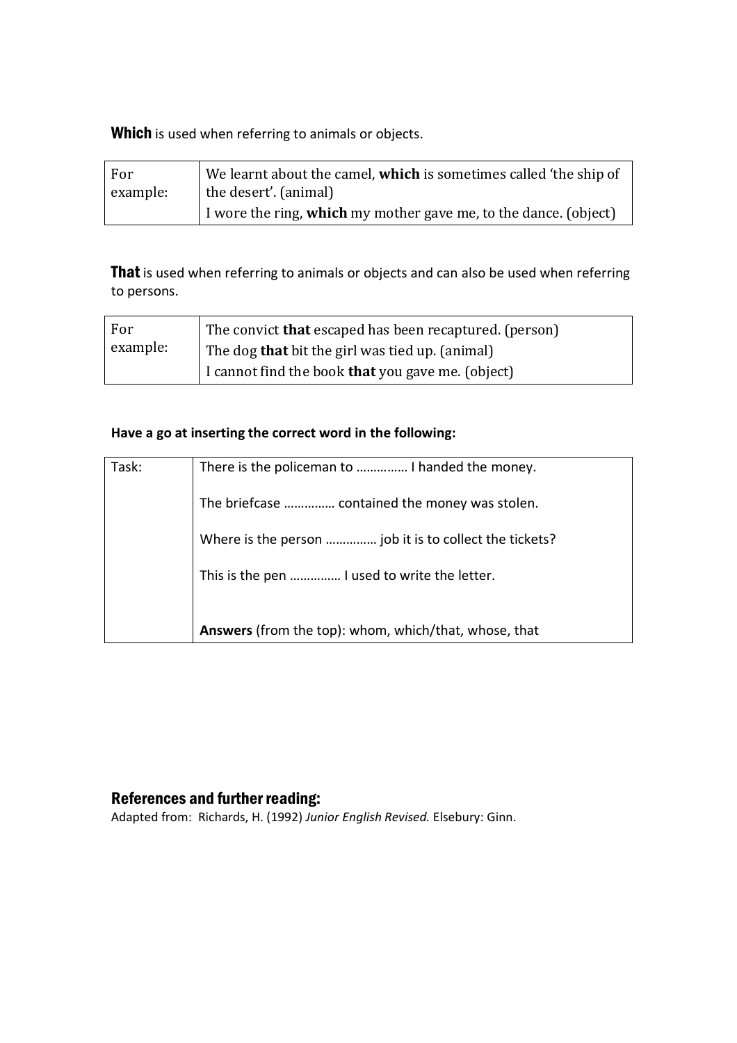**Which** is used when referring to animals or objects.

| | |
|---|---|
| For example: | We learnt about the camel, **which** is sometimes called 'the ship of the desert'. (animal)<br>I wore the ring, **which** my mother gave me, to the dance. (object) |

**That** is used when referring to animals or objects and can also be used when referring to persons.

| | |
|---|---|
| For example: | The convict **that** escaped has been recaptured. (person)<br>The dog **that** bit the girl was tied up. (animal)<br>I cannot find the book **that** you gave me. (object) |

**Have a go at inserting the correct word in the following:**

| | |
|---|---|
| Task: | There is the policeman to ………….. I handed the money.<br><br>The briefcase ………….. contained the money was stolen.<br><br>Where is the person ………….. job it is to collect the tickets?<br><br>This is the pen ………….. I used to write the letter.<br><br>**Answers** (from the top): whom, which/that, whose, that |

## References and further reading:

Adapted from: Richards, H. (1992) *Junior English Revised.* Elsebury: Ginn.